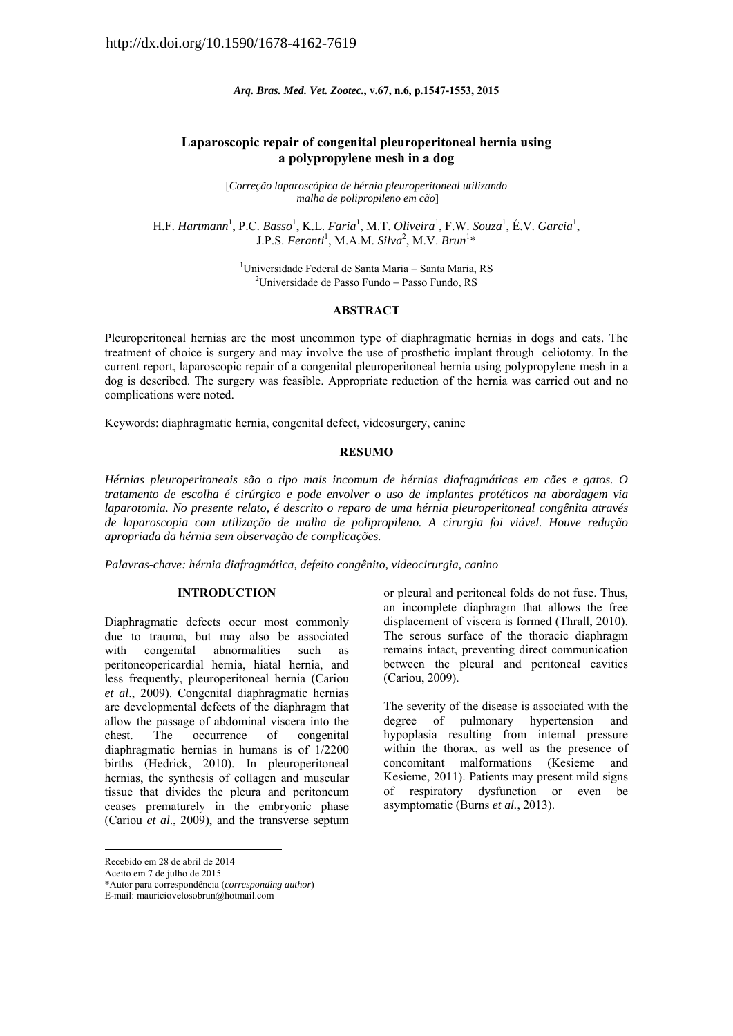http://dx.doi.org/10.1590/1678-4162-7619

# Laparoscopic repair of congenital pleuroperitoneal hernia using a polypropylene mesh in a dog

[*Correção laparoscópica de hérnia pleuroperitoneal utilizando malha de polipropileno em cão*]

H.F. *Hartmann*[1], P.C. *Basso*[1], K.L. *Faria*[1], M.T. *Oliveira*[1], F.W. *Souza*[1], É.V. *Garcia*[1], J.P.S. *Feranti*[1], M.A.M. *Silva*[2], M.V. *Brun*[1]*

[1]Universidade Federal de Santa Maria − Santa Maria, RS
[2]Universidade de Passo Fundo − Passo Fundo, RS

## ABSTRACT

Pleuroperitoneal hernias are the most uncommon type of diaphragmatic hernias in dogs and cats. The treatment of choice is surgery and may involve the use of prosthetic implant through celiotomy. In the current report, laparoscopic repair of a congenital pleuroperitoneal hernia using polypropylene mesh in a dog is described. The surgery was feasible. Appropriate reduction of the hernia was carried out and no complications were noted.

Keywords: diaphragmatic hernia, congenital defect, videosurgery, canine

## RESUMO

*Hérnias pleuroperitoneais são o tipo mais incomum de hérnias diafragmáticas em cães e gatos. O tratamento de escolha é cirúrgico e pode envolver o uso de implantes protéticos na abordagem via laparotomia. No presente relato, é descrito o reparo de uma hérnia pleuroperitoneal congênita através de laparoscopia com utilização de malha de polipropileno. A cirurgia foi viável. Houve redução apropriada da hérnia sem observação de complicações.*

*Palavras-chave: hérnia diafragmática, defeito congênito, videocirurgia, canino*

## INTRODUCTION

Diaphragmatic defects occur most commonly due to trauma, but may also be associated with congenital abnormalities such as peritoneopericardial hernia, hiatal hernia, and less frequently, pleuroperitoneal hernia (Cariou *et al*., 2009). Congenital diaphragmatic hernias are developmental defects of the diaphragm that allow the passage of abdominal viscera into the chest. The occurrence of congenital diaphragmatic hernias in humans is of 1/2200 births (Hedrick, 2010). In pleuroperitoneal hernias, the synthesis of collagen and muscular tissue that divides the pleura and peritoneum ceases prematurely in the embryonic phase (Cariou *et al*., 2009), and the transverse septum or pleural and peritoneal folds do not fuse. Thus, an incomplete diaphragm that allows the free displacement of viscera is formed (Thrall, 2010). The serous surface of the thoracic diaphragm remains intact, preventing direct communication between the pleural and peritoneal cavities (Cariou, 2009).

The severity of the disease is associated with the degree of pulmonary hypertension and hypoplasia resulting from internal pressure within the thorax, as well as the presence of concomitant malformations (Kesieme and Kesieme, 2011). Patients may present mild signs of respiratory dysfunction or even be asymptomatic (Burns *et al.*, 2013).

Recebido em 28 de abril de 2014
Aceito em 7 de julho de 2015
*Autor para correspondência (*corresponding author*)
E-mail: mauriciovelosobrun@hotmail.com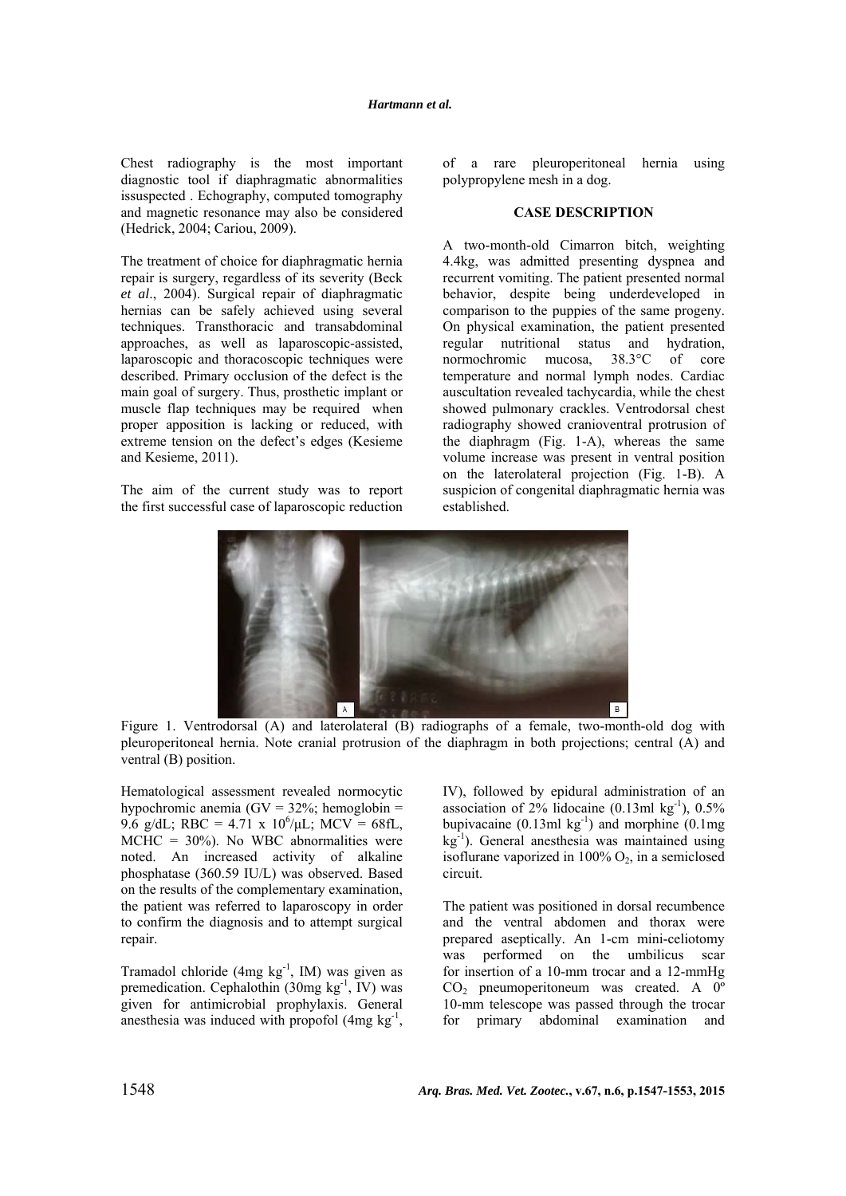Chest radiography is the most important diagnostic tool if diaphragmatic abnormalities issuspected . Echography, computed tomography and magnetic resonance may also be considered (Hedrick, 2004; Cariou, 2009).

The treatment of choice for diaphragmatic hernia repair is surgery, regardless of its severity (Beck *et al*., 2004). Surgical repair of diaphragmatic hernias can be safely achieved using several techniques. Transthoracic and transabdominal approaches, as well as laparoscopic-assisted, laparoscopic and thoracoscopic techniques were described. Primary occlusion of the defect is the main goal of surgery. Thus, prosthetic implant or muscle flap techniques may be required when proper apposition is lacking or reduced, with extreme tension on the defect's edges (Kesieme and Kesieme, 2011).

The aim of the current study was to report the first successful case of laparoscopic reduction of a rare pleuroperitoneal hernia using polypropylene mesh in a dog.

## CASE DESCRIPTION

A two-month-old Cimarron bitch, weighting 4.4kg, was admitted presenting dyspnea and recurrent vomiting. The patient presented normal behavior, despite being underdeveloped in comparison to the puppies of the same progeny. On physical examination, the patient presented regular nutritional status and hydration, normochromic mucosa, 38.3°C of core temperature and normal lymph nodes. Cardiac auscultation revealed tachycardia, while the chest showed pulmonary crackles. Ventrodorsal chest radiography showed cranioventral protrusion of the diaphragm (Fig. 1-A), whereas the same volume increase was present in ventral position on the laterolateral projection (Fig. 1-B). A suspicion of congenital diaphragmatic hernia was established.

Figure 1. Ventrodorsal (A) and laterolateral (B) radiographs of a female, two-month-old dog with pleuroperitoneal hernia. Note cranial protrusion of the diaphragm in both projections; central (A) and ventral (B) position.

Hematological assessment revealed normocytic hypochromic anemia (GV = 32%; hemoglobin = 9.6 g/dL; RBC = 4.71 x $10^6$/μL; MCV = 68fL, MCHC = 30%). No WBC abnormalities were noted. An increased activity of alkaline phosphatase (360.59 IU/L) was observed. Based on the results of the complementary examination, the patient was referred to laparoscopy in order to confirm the diagnosis and to attempt surgical repair.

Tramadol chloride (4mg $kg^{-1}$, IM) was given as premedication. Cephalothin (30mg $kg^{-1}$, IV) was given for antimicrobial prophylaxis. General anesthesia was induced with propofol (4mg $kg^{-1}$, IV), followed by epidural administration of an association of 2% lidocaine (0.13ml $kg^{-1}$), 0.5% bupivacaine (0.13ml $kg^{-1}$) and morphine (0.1mg $kg^{-1}$). General anesthesia was maintained using isoflurane vaporized in 100% $O_2$, in a semiclosed circuit.

The patient was positioned in dorsal recumbence and the ventral abdomen and thorax were prepared aseptically. An 1-cm mini-celiotomy was performed on the umbilicus scar for insertion of a 10-mm trocar and a 12-mmHg $CO_2$ pneumoperitoneum was created. A 0º 10-mm telescope was passed through the trocar for primary abdominal examination and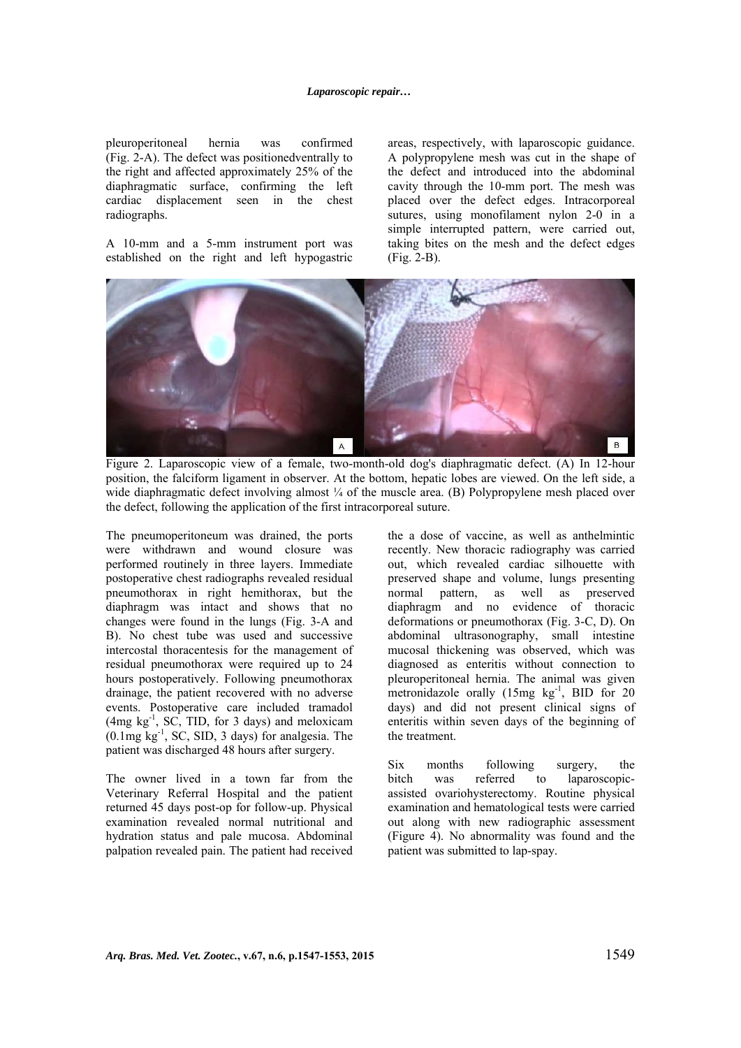pleuroperitoneal hernia was confirmed (Fig. 2-A). The defect was positionedventrally to the right and affected approximately 25% of the diaphragmatic surface, confirming the left cardiac displacement seen in the chest radiographs.

A 10-mm and a 5-mm instrument port was established on the right and left hypogastric areas, respectively, with laparoscopic guidance. A polypropylene mesh was cut in the shape of the defect and introduced into the abdominal cavity through the 10-mm port. The mesh was placed over the defect edges. Intracorporeal sutures, using monofilament nylon 2-0 in a simple interrupted pattern, were carried out, taking bites on the mesh and the defect edges (Fig. 2-B).

Figure 2. Laparoscopic view of a female, two-month-old dog's diaphragmatic defect. (A) In 12-hour position, the falciform ligament in observer. At the bottom, hepatic lobes are viewed. On the left side, a wide diaphragmatic defect involving almost ¼ of the muscle area. (B) Polypropylene mesh placed over the defect, following the application of the first intracorporeal suture.

The pneumoperitoneum was drained, the ports were withdrawn and wound closure was performed routinely in three layers. Immediate postoperative chest radiographs revealed residual pneumothorax in right hemithorax, but the diaphragm was intact and shows that no changes were found in the lungs (Fig. 3-A and B). No chest tube was used and successive intercostal thoracentesis for the management of residual pneumothorax were required up to 24 hours postoperatively. Following pneumothorax drainage, the patient recovered with no adverse events. Postoperative care included tramadol (4mg $kg^{-1}$, SC, TID, for 3 days) and meloxicam (0.1mg $kg^{-1}$, SC, SID, 3 days) for analgesia. The patient was discharged 48 hours after surgery.

The owner lived in a town far from the Veterinary Referral Hospital and the patient returned 45 days post-op for follow-up. Physical examination revealed normal nutritional and hydration status and pale mucosa. Abdominal palpation revealed pain. The patient had received the a dose of vaccine, as well as anthelmintic recently. New thoracic radiography was carried out, which revealed cardiac silhouette with preserved shape and volume, lungs presenting normal pattern, as well as preserved diaphragm and no evidence of thoracic deformations or pneumothorax (Fig. 3-C, D). On abdominal ultrasonography, small intestine mucosal thickening was observed, which was diagnosed as enteritis without connection to pleuroperitoneal hernia. The animal was given metronidazole orally (15mg $kg^{-1}$, BID for 20 days) and did not present clinical signs of enteritis within seven days of the beginning of the treatment.

Six months following surgery, the bitch was referred to laparoscopic-assisted ovariohysterectomy. Routine physical examination and hematological tests were carried out along with new radiographic assessment (Figure 4). No abnormality was found and the patient was submitted to lap-spay.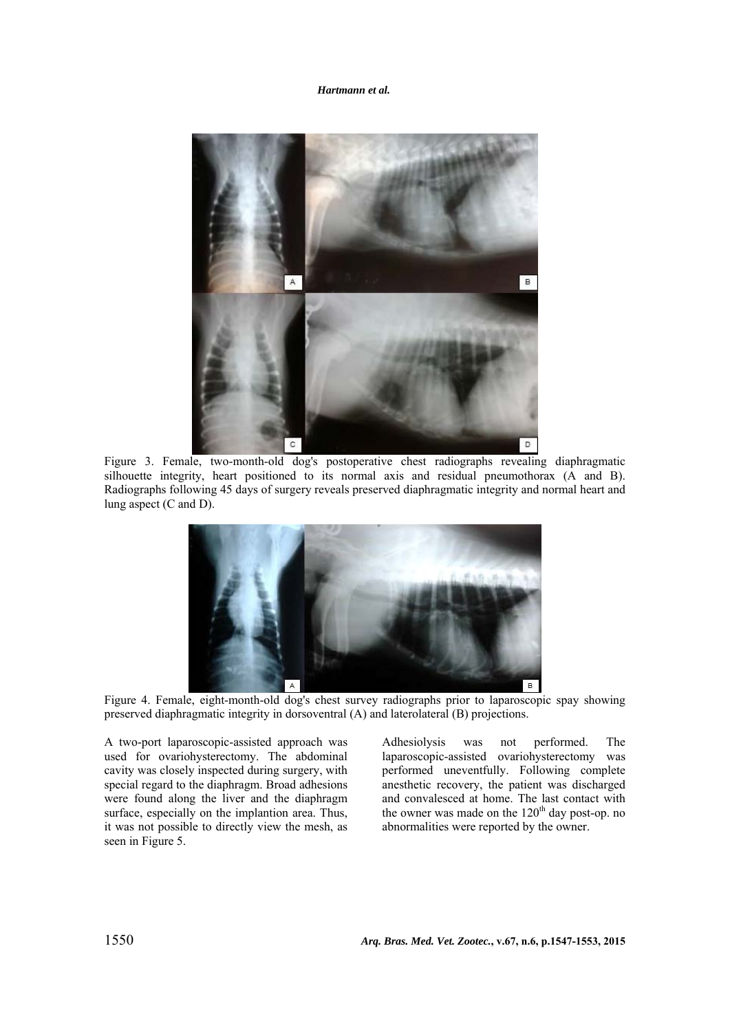Figure 3. Female, two-month-old dog's postoperative chest radiographs revealing diaphragmatic silhouette integrity, heart positioned to its normal axis and residual pneumothorax (A and B). Radiographs following 45 days of surgery reveals preserved diaphragmatic integrity and normal heart and lung aspect (C and D).

Figure 4. Female, eight-month-old dog's chest survey radiographs prior to laparoscopic spay showing preserved diaphragmatic integrity in dorsoventral (A) and laterolateral (B) projections.

A two-port laparoscopic-assisted approach was used for ovariohysterectomy. The abdominal cavity was closely inspected during surgery, with special regard to the diaphragm. Broad adhesions were found along the liver and the diaphragm surface, especially on the implantion area. Thus, it was not possible to directly view the mesh, as seen in Figure 5.

Adhesiolysis was not performed. The laparoscopic-assisted ovariohysterectomy was performed uneventfully. Following complete anesthetic recovery, the patient was discharged and convalesced at home. The last contact with the owner was made on the 120$^{th}$ day post-op. no abnormalities were reported by the owner.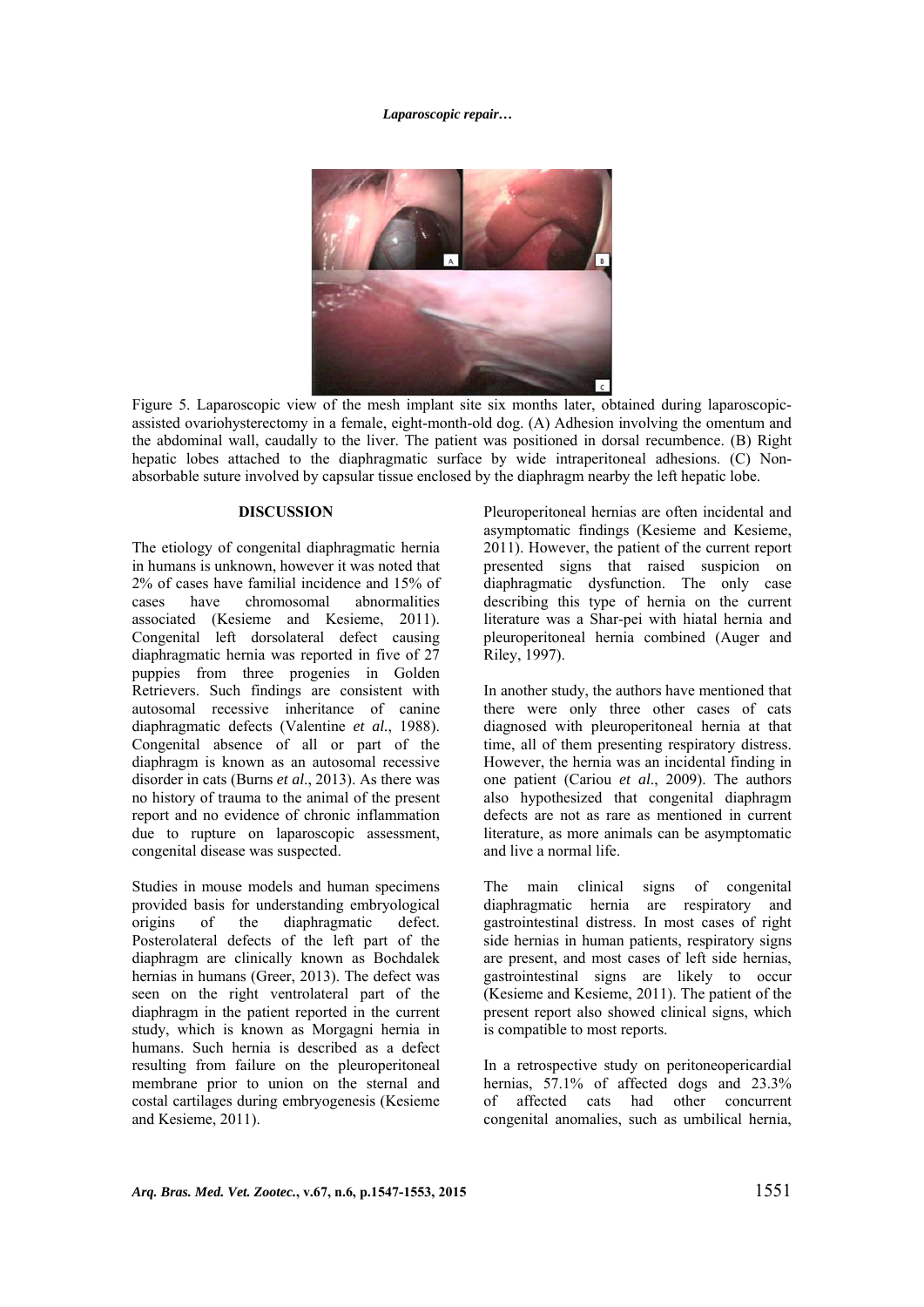Figure 5. Laparoscopic view of the mesh implant site six months later, obtained during laparoscopic-assisted ovariohysterectomy in a female, eight-month-old dog. (A) Adhesion involving the omentum and the abdominal wall, caudally to the liver. The patient was positioned in dorsal recumbence. (B) Right hepatic lobes attached to the diaphragmatic surface by wide intraperitoneal adhesions. (C) Non-absorbable suture involved by capsular tissue enclosed by the diaphragm nearby the left hepatic lobe.

## DISCUSSION

The etiology of congenital diaphragmatic hernia in humans is unknown, however it was noted that 2% of cases have familial incidence and 15% of cases have chromosomal abnormalities associated (Kesieme and Kesieme, 2011). Congenital left dorsolateral defect causing diaphragmatic hernia was reported in five of 27 puppies from three progenies in Golden Retrievers. Such findings are consistent with autosomal recessive inheritance of canine diaphragmatic defects (Valentine *et al.*, 1988). Congenital absence of all or part of the diaphragm is known as an autosomal recessive disorder in cats (Burns *et al*., 2013). As there was no history of trauma to the animal of the present report and no evidence of chronic inflammation due to rupture on laparoscopic assessment, congenital disease was suspected.

Studies in mouse models and human specimens provided basis for understanding embryological origins of the diaphragmatic defect. Posterolateral defects of the left part of the diaphragm are clinically known as Bochdalek hernias in humans (Greer, 2013). The defect was seen on the right ventrolateral part of the diaphragm in the patient reported in the current study, which is known as Morgagni hernia in humans. Such hernia is described as a defect resulting from failure on the pleuroperitoneal membrane prior to union on the sternal and costal cartilages during embryogenesis (Kesieme and Kesieme, 2011).

Pleuroperitoneal hernias are often incidental and asymptomatic findings (Kesieme and Kesieme, 2011). However, the patient of the current report presented signs that raised suspicion on diaphragmatic dysfunction. The only case describing this type of hernia on the current literature was a Shar-pei with hiatal hernia and pleuroperitoneal hernia combined (Auger and Riley, 1997).

In another study, the authors have mentioned that there were only three other cases of cats diagnosed with pleuroperitoneal hernia at that time, all of them presenting respiratory distress. However, the hernia was an incidental finding in one patient (Cariou *et al*., 2009). The authors also hypothesized that congenital diaphragm defects are not as rare as mentioned in current literature, as more animals can be asymptomatic and live a normal life.

The main clinical signs of congenital diaphragmatic hernia are respiratory and gastrointestinal distress. In most cases of right side hernias in human patients, respiratory signs are present, and most cases of left side hernias, gastrointestinal signs are likely to occur (Kesieme and Kesieme, 2011). The patient of the present report also showed clinical signs, which is compatible to most reports.

In a retrospective study on peritoneopericardial hernias, 57.1% of affected dogs and 23.3% of affected cats had other concurrent congenital anomalies, such as umbilical hernia,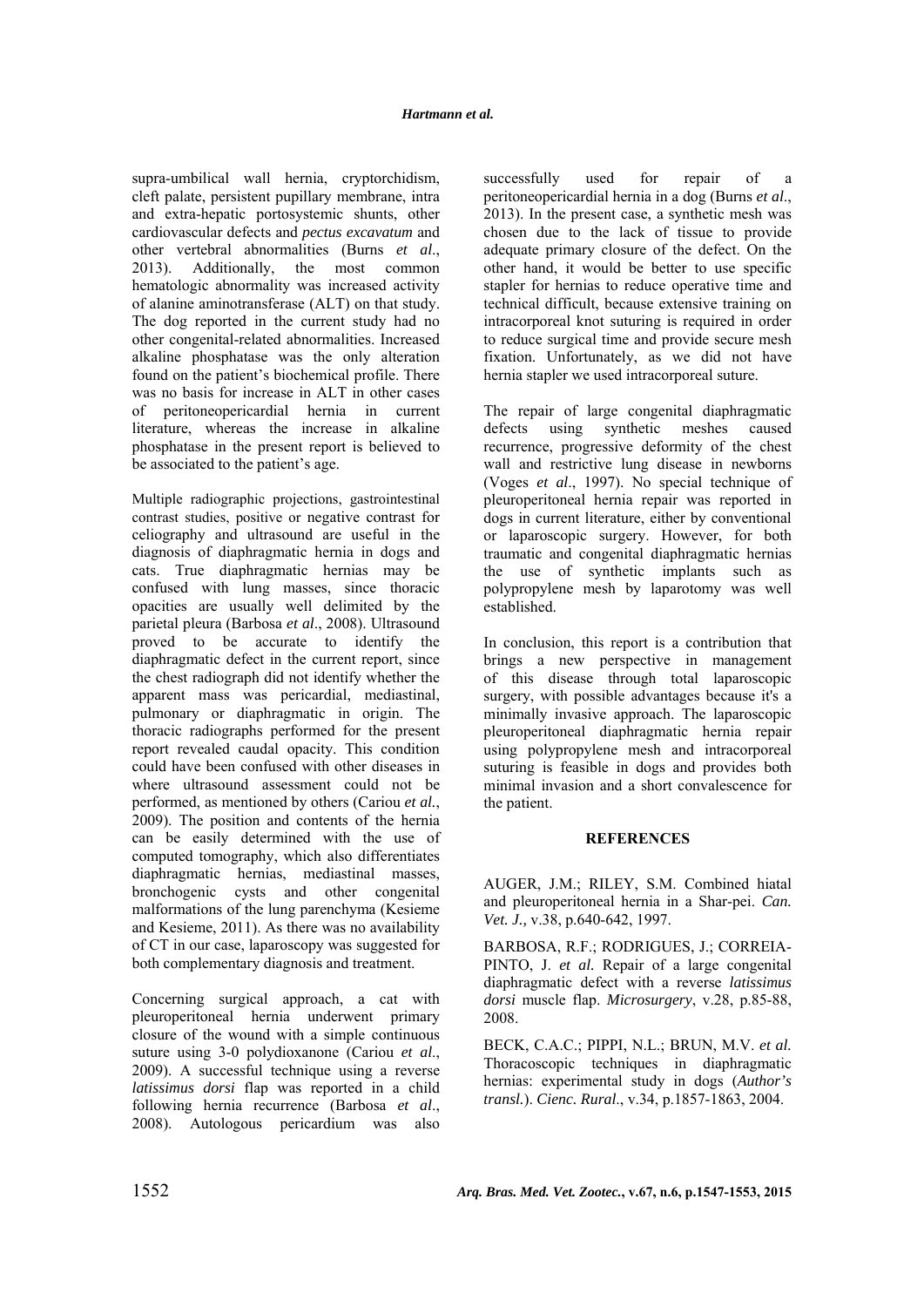supra-umbilical wall hernia, cryptorchidism, cleft palate, persistent pupillary membrane, intra and extra-hepatic portosystemic shunts, other cardiovascular defects and *pectus excavatum* and other vertebral abnormalities (Burns *et al*., 2013). Additionally, the most common hematologic abnormality was increased activity of alanine aminotransferase (ALT) on that study. The dog reported in the current study had no other congenital-related abnormalities. Increased alkaline phosphatase was the only alteration found on the patient's biochemical profile. There was no basis for increase in ALT in other cases of peritoneopericardial hernia in current literature, whereas the increase in alkaline phosphatase in the present report is believed to be associated to the patient's age.

Multiple radiographic projections, gastrointestinal contrast studies, positive or negative contrast for celiography and ultrasound are useful in the diagnosis of diaphragmatic hernia in dogs and cats. True diaphragmatic hernias may be confused with lung masses, since thoracic opacities are usually well delimited by the parietal pleura (Barbosa *et al*., 2008). Ultrasound proved to be accurate to identify the diaphragmatic defect in the current report, since the chest radiograph did not identify whether the apparent mass was pericardial, mediastinal, pulmonary or diaphragmatic in origin. The thoracic radiographs performed for the present report revealed caudal opacity. This condition could have been confused with other diseases in where ultrasound assessment could not be performed, as mentioned by others (Cariou *et al.*, 2009). The position and contents of the hernia can be easily determined with the use of computed tomography, which also differentiates diaphragmatic hernias, mediastinal masses, bronchogenic cysts and other congenital malformations of the lung parenchyma (Kesieme and Kesieme, 2011). As there was no availability of CT in our case, laparoscopy was suggested for both complementary diagnosis and treatment.

Concerning surgical approach, a cat with pleuroperitoneal hernia underwent primary closure of the wound with a simple continuous suture using 3-0 polydioxanone (Cariou *et al*., 2009). A successful technique using a reverse *latissimus dorsi* flap was reported in a child following hernia recurrence (Barbosa *et al*., 2008). Autologous pericardium was also successfully used for repair of a peritoneopericardial hernia in a dog (Burns *et al*., 2013). In the present case, a synthetic mesh was chosen due to the lack of tissue to provide adequate primary closure of the defect. On the other hand, it would be better to use specific stapler for hernias to reduce operative time and technical difficult, because extensive training on intracorporeal knot suturing is required in order to reduce surgical time and provide secure mesh fixation. Unfortunately, as we did not have hernia stapler we used intracorporeal suture.

The repair of large congenital diaphragmatic defects using synthetic meshes caused recurrence, progressive deformity of the chest wall and restrictive lung disease in newborns (Voges *et al*., 1997). No special technique of pleuroperitoneal hernia repair was reported in dogs in current literature, either by conventional or laparoscopic surgery. However, for both traumatic and congenital diaphragmatic hernias the use of synthetic implants such as polypropylene mesh by laparotomy was well established.

In conclusion, this report is a contribution that brings a new perspective in management of this disease through total laparoscopic surgery, with possible advantages because it's a minimally invasive approach. The laparoscopic pleuroperitoneal diaphragmatic hernia repair using polypropylene mesh and intracorporeal suturing is feasible in dogs and provides both minimal invasion and a short convalescence for the patient.

## REFERENCES

AUGER, J.M.; RILEY, S.M. Combined hiatal and pleuroperitoneal hernia in a Shar-pei. *Can. Vet. J.,* v.38, p.640-642, 1997.

BARBOSA, R.F.; RODRIGUES, J.; CORREIA-PINTO, J. *et al.* Repair of a large congenital diaphragmatic defect with a reverse *latissimus dorsi* muscle flap. *Microsurgery*, v.28, p.85-88, 2008.

BECK, C.A.C.; PIPPI, N.L.; BRUN, M.V. *et al*. Thoracoscopic techniques in diaphragmatic hernias: experimental study in dogs (*Author's transl.*). *Cienc. Rural*., v.34, p.1857-1863, 2004.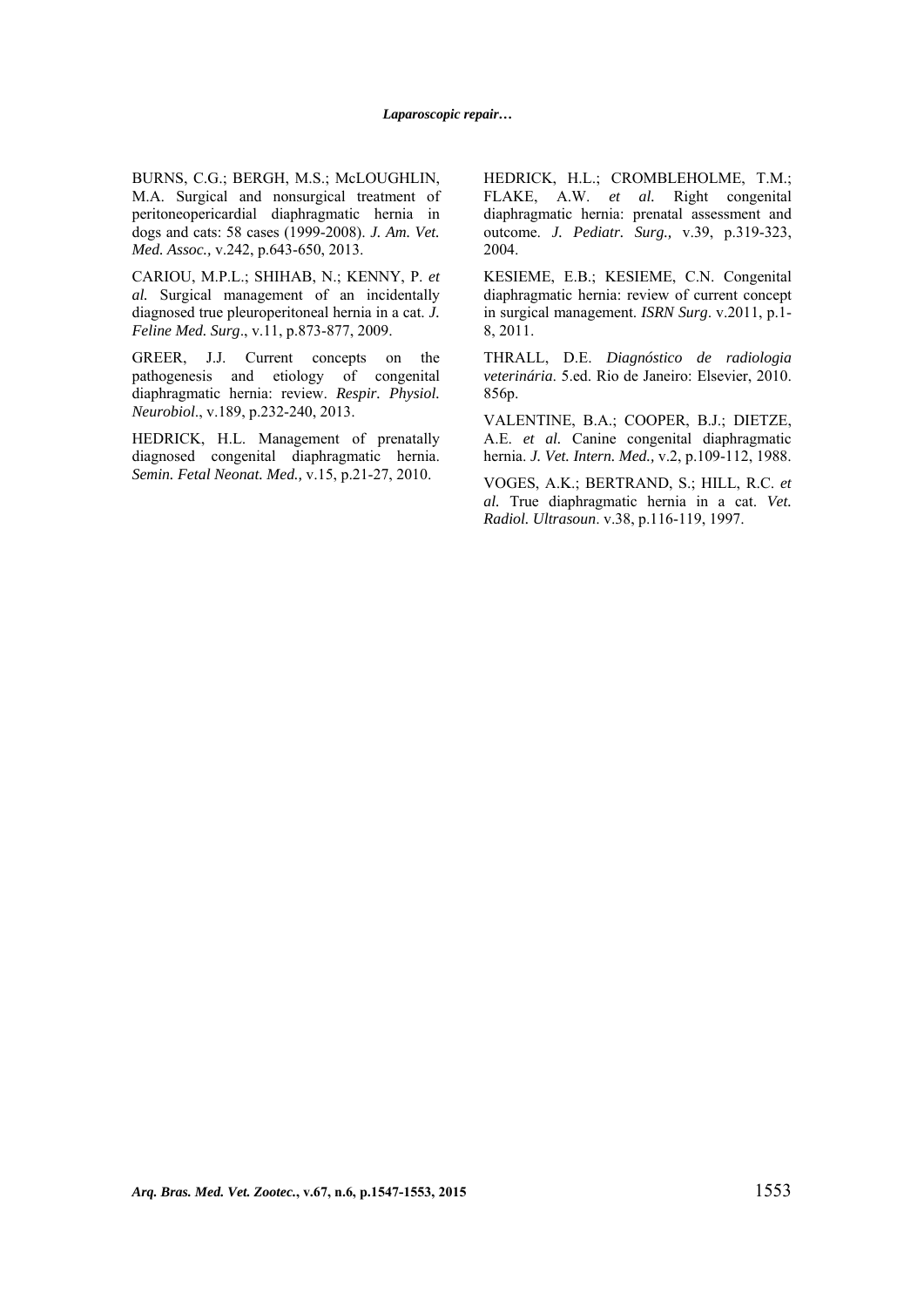BURNS, C.G.; BERGH, M.S.; McLOUGHLIN, M.A. Surgical and nonsurgical treatment of peritoneopericardial diaphragmatic hernia in dogs and cats: 58 cases (1999-2008). *J. Am. Vet. Med. Assoc.,* v.242, p.643-650, 2013.

CARIOU, M.P.L.; SHIHAB, N.; KENNY, P. *et al.* Surgical management of an incidentally diagnosed true pleuroperitoneal hernia in a cat. *J. Feline Med. Surg*., v.11, p.873-877, 2009.

GREER, J.J. Current concepts on the pathogenesis and etiology of congenital diaphragmatic hernia: review. *Respir. Physiol. Neurobiol*., v.189, p.232-240, 2013.

HEDRICK, H.L. Management of prenatally diagnosed congenital diaphragmatic hernia. *Semin. Fetal Neonat. Med.,* v.15, p.21-27, 2010.

HEDRICK, H.L.; CROMBLEHOLME, T.M.; FLAKE, A.W. *et al.* Right congenital diaphragmatic hernia: prenatal assessment and outcome. *J. Pediatr. Surg.,* v.39, p.319-323, 2004.

KESIEME, E.B.; KESIEME, C.N. Congenital diaphragmatic hernia: review of current concept in surgical management. *ISRN Surg*. v.2011, p.1-8, 2011.

THRALL, D.E. *Diagnóstico de radiologia veterinária*. 5.ed. Rio de Janeiro: Elsevier, 2010. 856p.

VALENTINE, B.A.; COOPER, B.J.; DIETZE, A.E. *et al.* Canine congenital diaphragmatic hernia. *J. Vet. Intern. Med.,* v.2, p.109-112, 1988.

VOGES, A.K.; BERTRAND, S.; HILL, R.C. *et al.* True diaphragmatic hernia in a cat. *Vet. Radiol. Ultrasoun*. v.38, p.116-119, 1997.